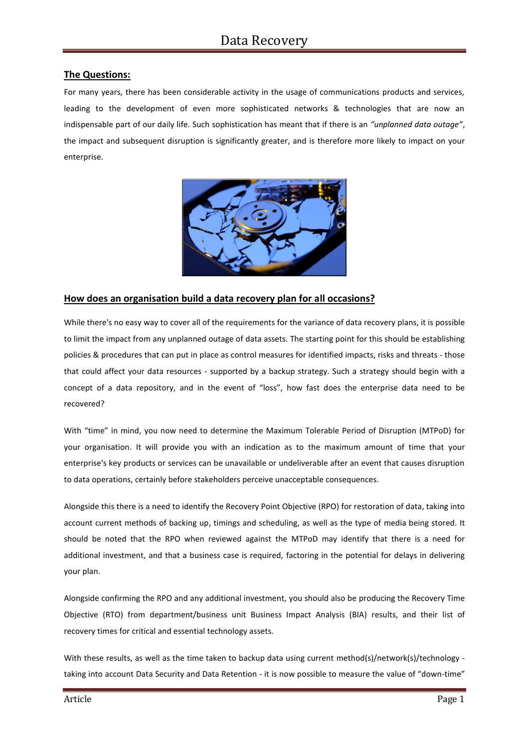# Data Recovery

## The Questions:

For many years, there has been considerable activity in the usage of communications products and services, leading to the development of even more sophisticated networks & technologies that are now an indispensable part of our daily life. Such sophistication has meant that if there is an *"unplanned data outage"*, the impact and subsequent disruption is significantly greater, and is therefore more likely to impact on your enterprise.

## How does an organisation build a data recovery plan for all occasions?

While there's no easy way to cover all of the requirements for the variance of data recovery plans, it is possible to limit the impact from any unplanned outage of data assets. The starting point for this should be establishing policies & procedures that can put in place as control measures for identified impacts, risks and threats - those that could affect your data resources - supported by a backup strategy. Such a strategy should begin with a concept of a data repository, and in the event of "loss", how fast does the enterprise data need to be recovered?

With "time" in mind, you now need to determine the Maximum Tolerable Period of Disruption (MTPoD) for your organisation. It will provide you with an indication as to the maximum amount of time that your enterprise's key products or services can be unavailable or undeliverable after an event that causes disruption to data operations, certainly before stakeholders perceive unacceptable consequences.

Alongside this there is a need to identify the Recovery Point Objective (RPO) for restoration of data, taking into account current methods of backing up, timings and scheduling, as well as the type of media being stored. It should be noted that the RPO when reviewed against the MTPoD may identify that there is a need for additional investment, and that a business case is required, factoring in the potential for delays in delivering your plan.

Alongside confirming the RPO and any additional investment, you should also be producing the Recovery Time Objective (RTO) from department/business unit Business Impact Analysis (BIA) results, and their list of recovery times for critical and essential technology assets.

With these results, as well as the time taken to backup data using current method(s)/network(s)/technology - taking into account Data Security and Data Retention - it is now possible to measure the value of "down-time"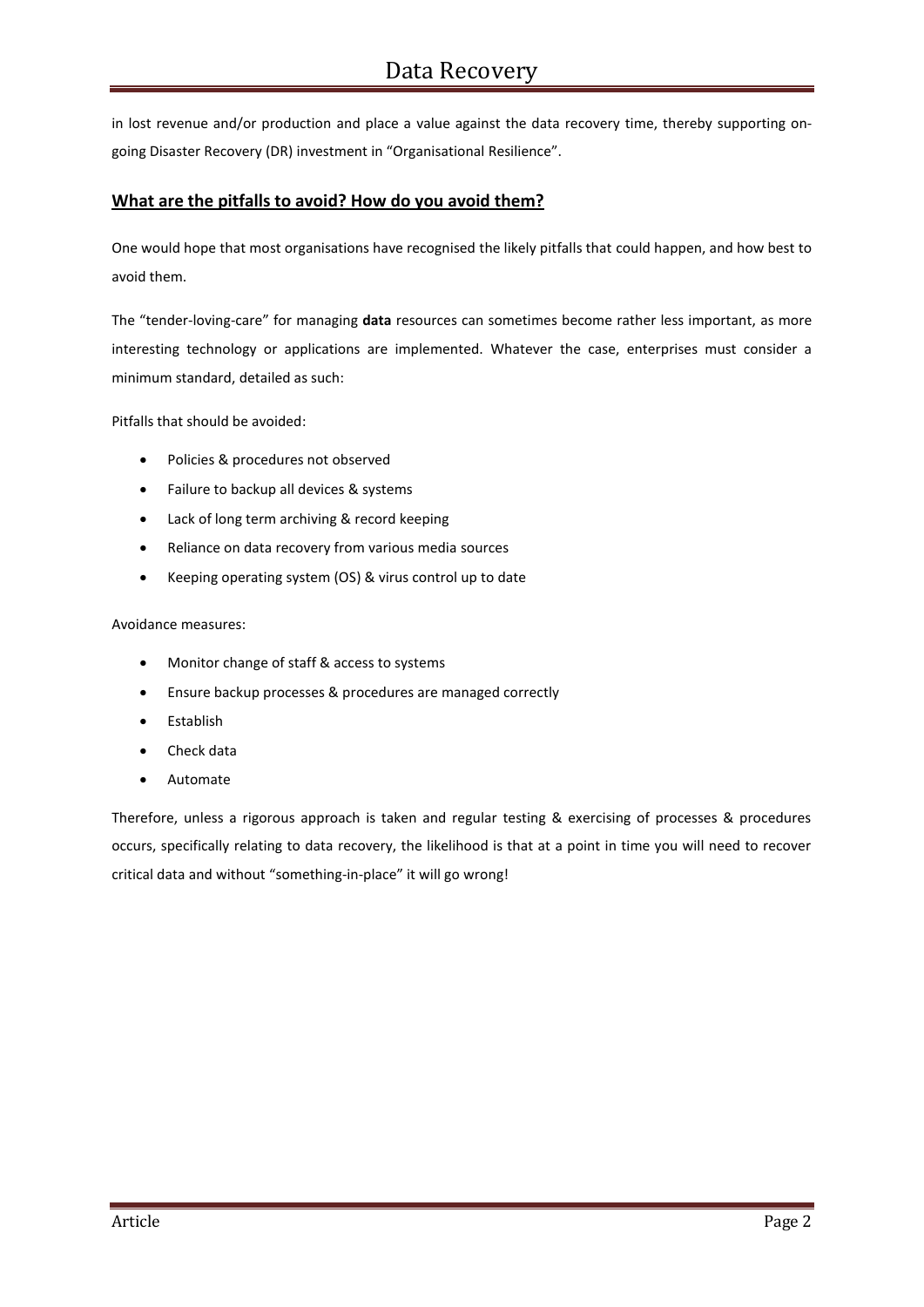in lost revenue and/or production and place a value against the data recovery time, thereby supporting on-going Disaster Recovery (DR) investment in "Organisational Resilience".

## What are the pitfalls to avoid? How do you avoid them?

One would hope that most organisations have recognised the likely pitfalls that could happen, and how best to avoid them.

The "tender-loving-care" for managing **data** resources can sometimes become rather less important, as more interesting technology or applications are implemented. Whatever the case, enterprises must consider a minimum standard, detailed as such:

Pitfalls that should be avoided:

- Policies & procedures not observed
- Failure to backup all devices & systems
- Lack of long term archiving & record keeping
- Reliance on data recovery from various media sources
- Keeping operating system (OS) & virus control up to date

Avoidance measures:

- Monitor change of staff & access to systems
- Ensure backup processes & procedures are managed correctly
- Establish
- Check data
- Automate

Therefore, unless a rigorous approach is taken and regular testing & exercising of processes & procedures occurs, specifically relating to data recovery, the likelihood is that at a point in time you will need to recover critical data and without "something-in-place" it will go wrong!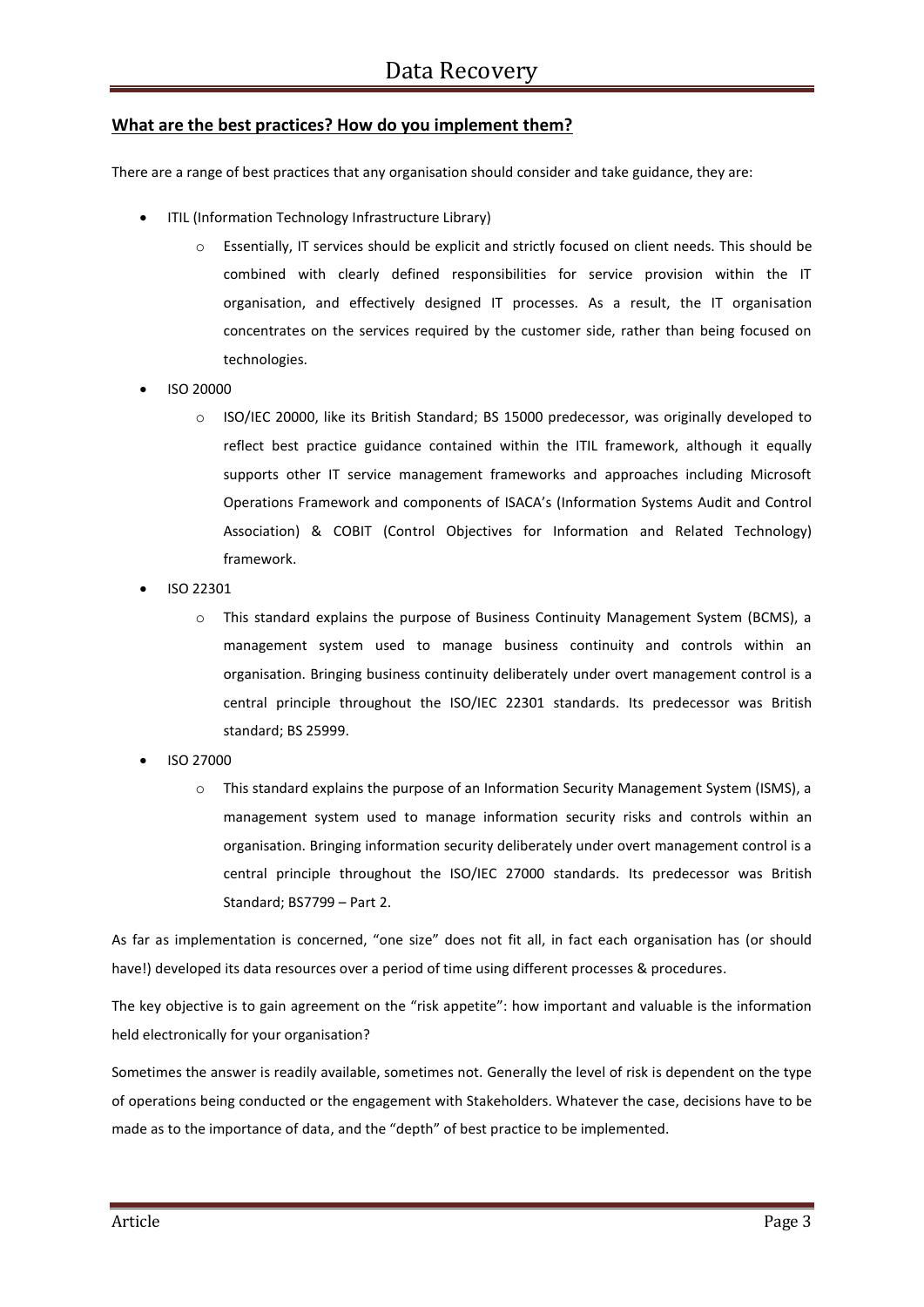## What are the best practices? How do you implement them?

There are a range of best practices that any organisation should consider and take guidance, they are:

- ITIL (Information Technology Infrastructure Library)
  - Essentially, IT services should be explicit and strictly focused on client needs. This should be combined with clearly defined responsibilities for service provision within the IT organisation, and effectively designed IT processes. As a result, the IT organisation concentrates on the services required by the customer side, rather than being focused on technologies.
- ISO 20000
  - ISO/IEC 20000, like its British Standard; BS 15000 predecessor, was originally developed to reflect best practice guidance contained within the ITIL framework, although it equally supports other IT service management frameworks and approaches including Microsoft Operations Framework and components of ISACA's (Information Systems Audit and Control Association) & COBIT (Control Objectives for Information and Related Technology) framework.
- ISO 22301
  - This standard explains the purpose of Business Continuity Management System (BCMS), a management system used to manage business continuity and controls within an organisation. Bringing business continuity deliberately under overt management control is a central principle throughout the ISO/IEC 22301 standards. Its predecessor was British standard; BS 25999.
- ISO 27000
  - This standard explains the purpose of an Information Security Management System (ISMS), a management system used to manage information security risks and controls within an organisation. Bringing information security deliberately under overt management control is a central principle throughout the ISO/IEC 27000 standards. Its predecessor was British Standard; BS7799 – Part 2.

As far as implementation is concerned, "one size" does not fit all, in fact each organisation has (or should have!) developed its data resources over a period of time using different processes & procedures.

The key objective is to gain agreement on the "risk appetite": how important and valuable is the information held electronically for your organisation?

Sometimes the answer is readily available, sometimes not. Generally the level of risk is dependent on the type of operations being conducted or the engagement with Stakeholders. Whatever the case, decisions have to be made as to the importance of data, and the "depth" of best practice to be implemented.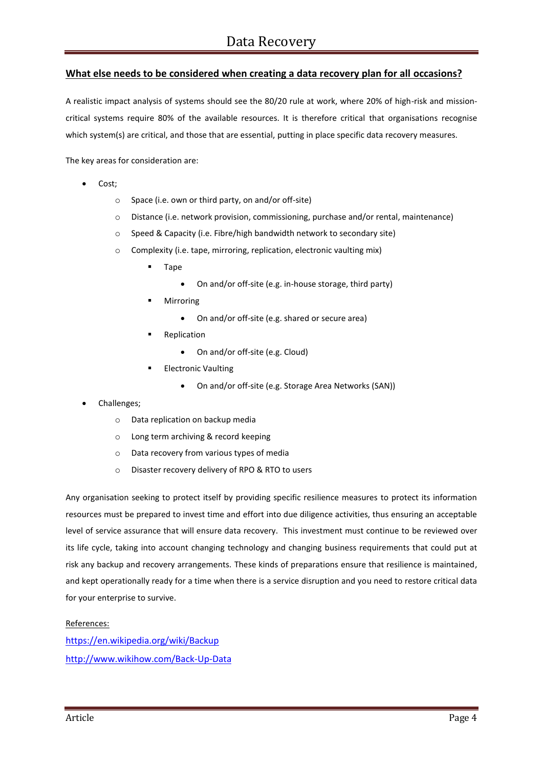## What else needs to be considered when creating a data recovery plan for all occasions?

A realistic impact analysis of systems should see the 80/20 rule at work, where 20% of high-risk and mission-critical systems require 80% of the available resources. It is therefore critical that organisations recognise which system(s) are critical, and those that are essential, putting in place specific data recovery measures.

The key areas for consideration are:

- Cost;
  - Space (i.e. own or third party, on and/or off-site)
  - Distance (i.e. network provision, commissioning, purchase and/or rental, maintenance)
  - Speed & Capacity (i.e. Fibre/high bandwidth network to secondary site)
  - Complexity (i.e. tape, mirroring, replication, electronic vaulting mix)
    - Tape
      - On and/or off-site (e.g. in-house storage, third party)
    - Mirroring
      - On and/or off-site (e.g. shared or secure area)
    - Replication
      - On and/or off-site (e.g. Cloud)
    - Electronic Vaulting
      - On and/or off-site (e.g. Storage Area Networks (SAN))
- Challenges;
  - Data replication on backup media
  - Long term archiving & record keeping
  - Data recovery from various types of media
  - Disaster recovery delivery of RPO & RTO to users

Any organisation seeking to protect itself by providing specific resilience measures to protect its information resources must be prepared to invest time and effort into due diligence activities, thus ensuring an acceptable level of service assurance that will ensure data recovery. This investment must continue to be reviewed over its life cycle, taking into account changing technology and changing business requirements that could put at risk any backup and recovery arrangements. These kinds of preparations ensure that resilience is maintained, and kept operationally ready for a time when there is a service disruption and you need to restore critical data for your enterprise to survive.

References:

https://en.wikipedia.org/wiki/Backup

http://www.wikihow.com/Back-Up-Data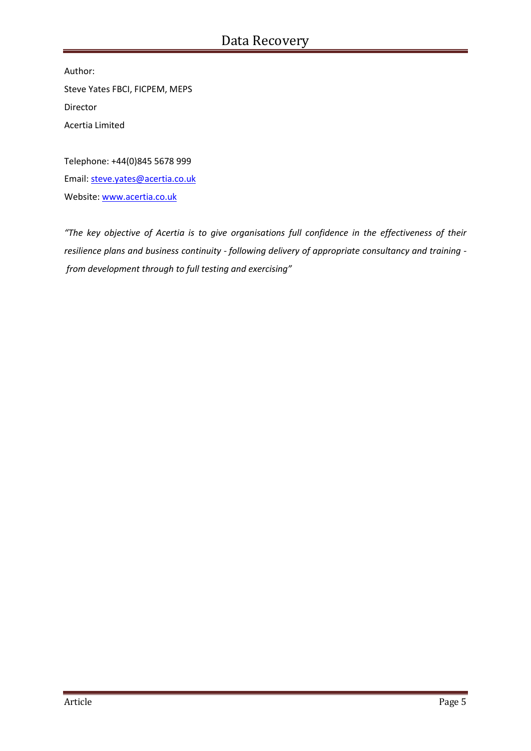Author:

Steve Yates FBCI, FICPEM, MEPS

Director

Acertia Limited

Telephone: +44(0)845 5678 999

Email: [steve.yates@acertia.co.uk](mailto:steve.yates@acertia.co.uk)

Website: [www.acertia.co.uk](http://www.acertia.co.uk)

*"The key objective of Acertia is to give organisations full confidence in the effectiveness of their resilience plans and business continuity - following delivery of appropriate consultancy and training - from development through to full testing and exercising"*